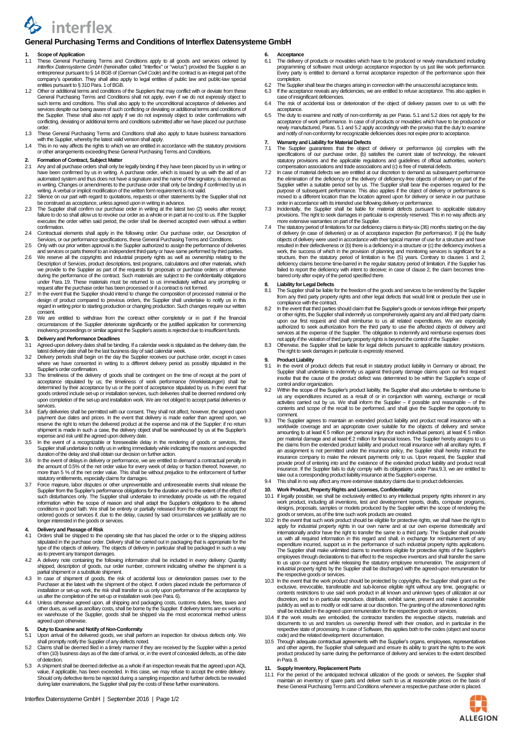# General Purchasing Terms and Conditions of Interflex Datensysteme GmbH

## 1. Scope of Application

1.1 These General Purchasing Terms and Conditions apply to all goods and services ordered by *Interflex Datensysteme GmbH* (hereinafter called "Interflex" or "we/us") provided the Supplier is an entrepreneur pursuant to § 14 BGB of (*German Civil Code*) and the contract is an integral part of the company's operation. They shall also apply to legal entities of public law and public-law special entities pursuant to § 310 Para. 1 of BGB.

1.2 Other or additional terms and conditions of the Suppliers that may conflict with or deviate from these General Purchasing Terms and Conditions shall not apply, even if we do not expressly object to such terms and conditions. This shall also apply to the unconditional acceptance of deliveries and services despite our being aware of such conflicting or deviating or additional terms and conditions of the Supplier. These shall also not apply if we do not expressly object to order confirmations with conflicting, deviating or additional terms and conditions submitted after we have placed our purchase order.

1.3 These General Purchasing Terms and Conditions shall also apply to future business transactions with the Supplier, whereby the latest valid version shall apply.

1.4 This in no way affects the rights to which we are entitled in accordance with the statutory provisions or other arrangements exceeding these General Purchasing Terms and Conditions.

## 2. Formation of Contract, Subject Matter

2.1 Any and all purchase orders shall only be legally binding if they have been placed by us in writing or have been confirmed by us in writing. A purchase order, which is issued by us with the aid of an automated system and thus does not have a signature and the name of the signatory, is deemed as in writing. Changes or amendments to the purchase order shall only be binding if confirmed by us in writing. A verbal or implicit modification of the written form requirement is not valid.

2.2 Silence on our part with regard to quotations, requests or other statements by the Supplier shall not be construed as acceptance, unless agreed upon in writing in advance.

2.3 The Supplier shall confirm our purchase order in writing at the latest two (2) weeks after receipt; failure to do so shall allow us to revoke our order as a whole or in part at no cost to us. If the Supplier executes the order within said period, the order shall be deemed accepted even without a written confirmation.

2.4 Contractual elements shall apply in the following order: Our purchase order, our Description of Services, or our performance specifications, these General Purchasing Terms and Conditions.

2.5 Only with our prior written approval is the Supplier authorized to assign the performance of deliveries and services or parts thereof to an independent third-party or have same performed by third parties.

2.6 We reserve all the copyrights and industrial property rights as well as ownership relating to the Description of Services, product descriptions, test programs, calculations and other materials, which we provide to the Supplier as part of the requests for proposals or purchase orders or otherwise during the performance of the contract. Such materials are subject to the confidentiality obligations under Para. 19. These materials must be returned to us immediately without any prompting or request after the purchase order has been processed or if a contract is not formed.

2.7 In the event that the Supplier should intend to change the composition of processed material or the design of product compared to previous orders, the Supplier shall undertake to notify us in this regard in writing prior to starting production or changing production. Such changes require our written consent.

2.8 We are entitled to withdraw from the contract either completely or in part if the financial circumstances of the Supplier deteriorate significantly or the justified application for commencing insolvency proceedings or similar against the Supplier's assets is rejected due to insufficient funds.

## 3. Delivery and Performance Deadlines

3.1 Agreed-upon delivery dates shall be binding. If a calendar week is stipulated as the delivery date, the latest delivery date shall be the last business day of said calendar week.

3.2 Delivery periods shall begin on the day the Supplier receives our purchase order, except in cases where we have consented in writing to a different delivery period as possibly stipulated in the Supplier's order confirmation.

3.3 The timeliness of the delivery of goods shall be contingent on the time of receipt at the point of acceptance stipulated by us; the timeliness of work performance (Werkleistungen) shall be determined by their acceptance by us or the point of acceptance stipulated by us. In the event that goods ordered include set-up or installation services, such deliveries shall be deemed rendered only upon completion of the set-up and installation work. We are not obliged to accept partial deliveries or services.

3.4 Early deliveries shall be permitted with our consent. They shall not affect, however, the agreed upon payment due dates and prices. In the event that delivery is made earlier than agreed upon, we reserve the right to return the delivered product at the expense and risk of the Supplier; if no return shipment is made in such a case, the delivery object shall be warehoused by us at the Supplier's expense and risk until the agreed upon delivery date.

3.5 In the event of a recognizable or foreseeable delay in the rendering of goods or services, the Supplier shall undertake to notify us in writing immediately while indicating the reasons and expected duration of the delay and shall obtain our decision on further action.

3.6 In the event of delays in delivery or performance, we are entitled to demand a contractual penalty in the amount of 0.5% of the net order value for every week of delay or fraction thereof, however, no more than 5 % of the net order value. This shall be without prejudice to the enforcement of further statutory entitlements, especially claims for damages.

3.7 Force majeure, labor disputes or other unpreventable and unforeseeable events shall release the Supplier from the Supplier's performance obligations for the duration and to the extent of the effect of such disturbances only. The Supplier shall undertake to immediately provide us with the required information within the scope of reason and shall adapt the Supplier's obligations to the altered conditions in good faith. We shall be entirely or partially released from the obligation to accept the ordered goods or services if, due to the delay, caused by said circumstances we justifiably are no longer interested in the goods or services.

## 4. Delivery and Passage of Risk

4.1 Orders shall be shipped to the operating site that has placed the order or to the shipping address stipulated in the purchase order. Delivery shall be carried out in packaging that is appropriate for the type of the objects of delivery. The objects of delivery in particular shall be packaged in such a way as to prevent any transport damages.

4.2 A delivery note containing the following information shall be included in every delivery: Quantity shipped, description of goods, our order number, comment indicating whether the shipment is a partial shipment or a substitute shipment.

4.3 In case of shipment of goods, the risk of accidental loss or deterioration passes over to the Purchaser at the latest with the shipment of the object. If orders placed include the performance of installation or set-up work, the risk shall transfer to us only upon performance of the acceptance by us after the completion of the set-up or installation work (see Para. 6).

4.4 Unless otherwise agreed upon, all shipping and packaging costs, customs duties, fees, taxes and other dues, as well as ancillary costs, shall be borne by the Supplier. If delivery terms are ex works or ex warehouse of the Supplier, goods shall be shipped via the most economical method unless agreed upon otherwise.

## 5. Duty to Examine and Notify of Non-Conformity

5.1 Upon arrival of the delivered goods, we shall perform an inspection for obvious defects only. We shall promptly notify the Supplier of any defects noted.

5.2 Claims shall be deemed filed in a timely manner if they are received by the Supplier within a period of ten (10) business days as of the date of arrival, or, in the event of concealed defects, as of the date of detection.

5.3 A shipment shall be deemed defective as a whole if an inspection reveals that the agreed upon AQL value, if applicable, has been exceeded. In this case, we may refuse to accept the entire delivery. Should only defective items be rejected during a sampling inspection and further defects be revealed during later examinations, the Supplier shall pay the costs of these further examinations.

## 6. Acceptance

6.1 The delivery of products or movables which have to be produced or newly manufactured including programming of software must undergo acceptance inspection by us just like work performance. Every party is entitled to demand a formal acceptance inspection of the performance upon their completion.

6.2 The Supplier shall bear the charges arising in connection with the unsuccessful acceptance tests.

6.3 If the acceptance reveals any deficiencies, we are entitled to refuse acceptance. This also applies in case of insignificant deficiencies.

6.4 The risk of accidental loss or deterioration of the object of delivery passes over to us with the acceptance.

6.5 The duty to examine and notify of non-conformity as per Paras. 5.1 and 5.2 does not apply for the acceptance of work performance. In case of of products or movables which have to be produced or newly manufactured, Paras. 5.1 and 5.2 apply accordingly with the proviso that the duty to examine and notify of non-conformity for recognizable deficiencies does not expire prior to acceptance.

## 7. Warranty and Liability for Material Defects

7.1 The Supplier guarantees that the object of delivery or performance (a) complies with the specifications of our purchase order, (b) satisfies the current state of technology, the relevant statutory provisions and the applicable regulations and guidelines of official authorities, worker's compensation associations and trade associations and (c) is free of material defects.

7.2 In case of material defects we are entitled at our discretion to demand as subsequent performance the elimination of the deficiency or the delivery of deficiency-free objects of delivery on part of the Supplier within a suitable period set by us. The Supplier shall bear the expenses required for the purpose of subsequent performance. This also applies if the object of delivery or performance is moved to a different location than the location agreed upon for delivery or service in our purchase order in accordance with its intended use following delivery or performance.

7.3 Incidentally, the Supplier shall be liable for material defects pursuant to applicable statutory provisions. The right to seek damages in particular is expressly reserved. This in no way affects any more extensive warranties on part of the Supplier.

7.4 The statutory period of limitations for our deficiency claims is thirty-six (36) months starting on the day of delivery (in case of deliveries) or as of acceptance inspection (for performance). If (a) the faulty objects of delivery were used in accordance with their typical manner of use for a structure and have resulted in their defectiveness or (b) there is a deficiency in a structure or (c) the deficiency involves a work, the success of which in the provision of planning and monitoring services is significant for a structure, then the statutory period of limitation is five (5) years. Contrary to clauses 1 and 2, deficiency claims become time-barred in the regular statutory period of limitation, if the Supplier has failed to report the deficiency with intent to deceive; in case of clause 2, the claim becomes time-barred only after expiry of the period specified there.

## 8. Liability for Legal Defects

8.1 The Supplier shall be liable for the freedom of the goods and services to be rendered by the Supplier from any third party property rights and other legal defects that would limit or preclude their use in compliance with the contract.

8.2 In the event that third parties should claim that the Supplier's goods or services infringe their property or other rights, the Supplier shall indemnify us comprehensively against any and all third party claims upon our first request and shall reimburse to us all related expenditures. We are especially authorized to seek authorization from the third party to use the affected objects of delivery and services at the expense of the Supplier. The obligation to indemnify and reimburse expenses does not apply if the violation of third party property rights is beyond the control of the Supplier.

8.3 Otherwise, the Supplier shall be liable for legal defects pursuant to applicable statutory provisions. The right to seek damages in particular is expressly reserved.

## 9. Product Liability

9.1 In the event of product defects that result in statutory product liability in Germany or abroad, the Supplier shall undertake to indemnify us against third-party damage claims upon our first request insofar that the cause of the product defect was determined to be within the Supplier's scope of control and/or organization.

9.2 Within the scope of the Supplier's product liability, the Supplier shall also undertake to reimburse to us any expenditures incurred as a result of or in conjunction with warning, exchange or recall activities carried out by us. We shall inform the Supplier – if possible and reasonable – of the contents and scope of the recall to be performed, and shall give the Supplier the opportunity to comment.

9.3 The Supplier agrees to maintain an extended product liability and product recall insurance with a worldwide coverage and an appropriate cover suitable for the objects of delivery and service amounting to at least € 5 million per personal injury (for each individual person), at least € 5 million per material damage and at least € 2 million for financial losses. The Supplier hereby assigns to us the claims from the extended product liability and product recall insurance with all ancillary rights. If an assignment is not permitted under the insurance policy, the Supplier shall hereby instruct the insurance company to make the relevant payments only to us. Upon request, the Supplier shall provide proof of entering into and the existence of the extended product liability and product recall insurance. If the Supplier fails to duly comply with its obligations under Para.9.3, we are entitled to take out a corresponding product liability insurance at the Supplier's expense.

9.4 This shall in no way affect any more extensive statutory claims due to product deficiencies.

## 10. Work Product, Property Rights and Licenses, Confidentiality

10.1 If legally possible, we shall be exclusively entitled to any intellectual property rights inherent in any work product, including all inventions, test and development reports, drafts, computer programs, designs, proposals, samples or models produced by the Supplier within the scope of rendering the goods or services, as of the time such work products are created.

10.2 In the event that such work product should be eligible for protective rights, we shall have the right to apply for industrial property rights in our own name and at our own expense domestically and internationally and/or have the right to transfer the same to a third party. The Supplier shall provide us with all required information in this regard and shall, in exchange for reimbursement of any expenditure incurred, support us in the performance of such industrial property rights applications. The Supplier shall make unlimited claims to inventions eligible for protective rights of the Supplier's employees through declarations to that effect to the respective inventors and shall transfer the same to us upon our request while releasing the statutory employee remuneration. The assignment of industrial property rights by the Supplier shall be discharged with the agreed-upon remuneration for the respective goods or services.

10.3 In the event that the work product should be protected by copyrights, the Supplier shall grant us the exclusive, irrevocable, transferable and sub-license eligible right without any time, geographic or contents restrictions to use said work product in all known and unknown types of utilization at our discretion, and to in particular reproduce, distribute, exhibit same, present and make it accessible publicly as well as to modify or edit same at our discretion. The granting of the aforementioned rights shall be included in the agreed upon remuneration for the respective goods or services.

10.4 If the work results are embodied, the contractor transfers the respective objects, materials and documents to us and transfers us ownership thereof with their creation, and in particular in the respective state of processing. In case of Software, this applies both to the codes (object and source code) and the related development documentation.

10.5 Through adequate contractual agreements with the Supplier's organs, employees, representatives and other agents, the Supplier shall safeguard and ensure its ability to grant the rights to the work product produced by same during the performance of delivery and services to the extent described in Para. 8.

## 11. Supply Inventory, Replacement Parts

11.1 For the period of the anticipated technical utilization of the goods or services, the Supplier shall maintain an inventory of spare parts and deliver such to us at reasonable prices on the basis of these General Purchasing Terms and Conditions whenever a respective purchase order is placed.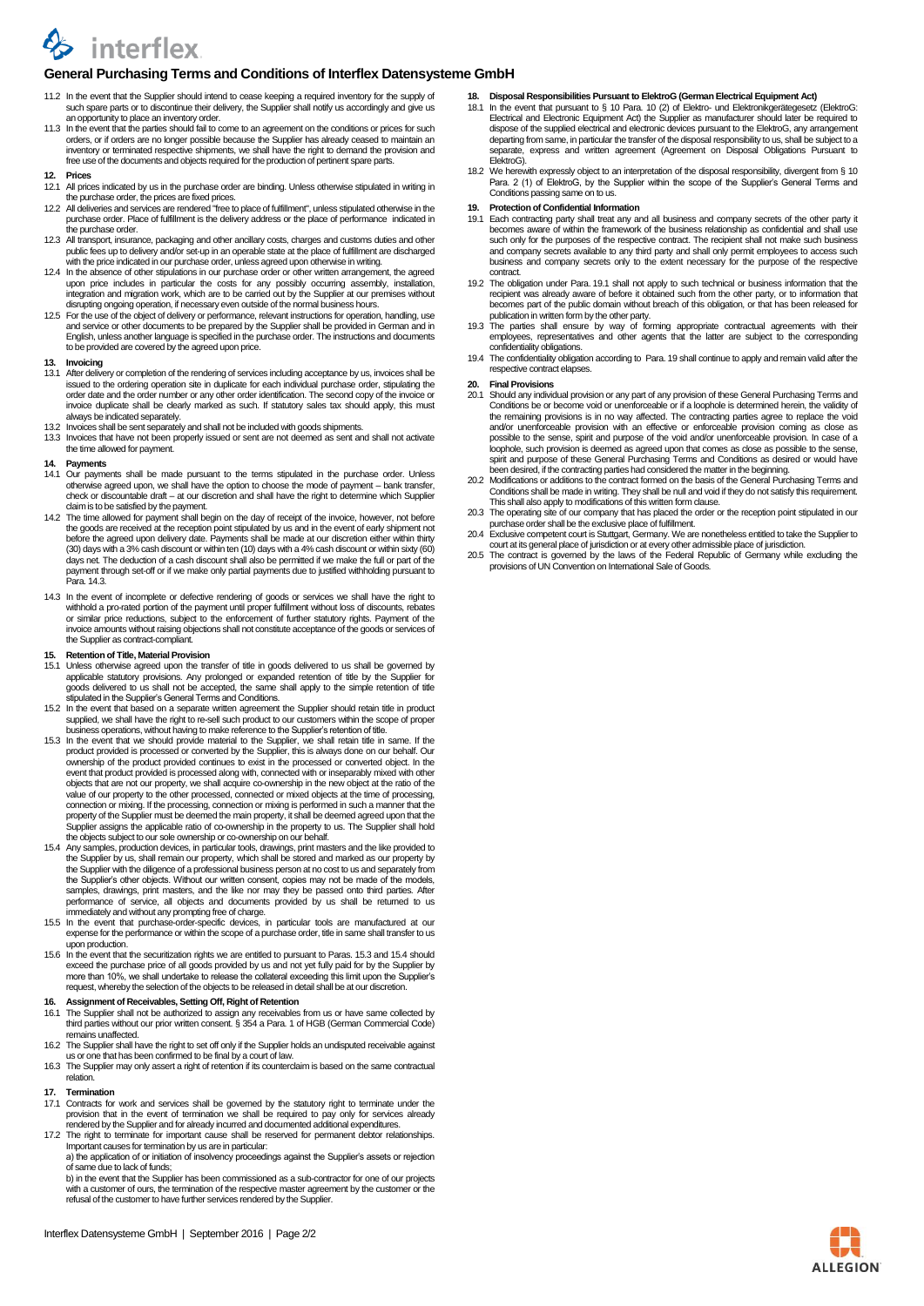## General Purchasing Terms and Conditions of Interflex Datensysteme GmbH

11.2 In the event that the Supplier should intend to cease keeping a required inventory for the supply of such spare parts or to discontinue their delivery, the Supplier shall notify us accordingly and give us an opportunity to place an inventory order.

11.3 In the event that the parties should fail to come to an agreement on the conditions or prices for such orders, or if orders are no longer possible because the Supplier has already ceased to maintain an inventory or terminated respective shipments, we shall have the right to demand the provision and free use of the documents and objects required for the production of pertinent spare parts.

### 12. Prices

12.1 All prices indicated by us in the purchase order are binding. Unless otherwise stipulated in writing in the purchase order, the prices are fixed prices.

12.2 All deliveries and services are rendered "free to place of fulfillment", unless stipulated otherwise in the purchase order. Place of fulfillment is the delivery address or the place of performance indicated in the purchase order.

12.3 All transport, insurance, packaging and other ancillary costs, charges and customs duties and other public fees up to delivery and/or set-up in an operable state at the place of fulfillment are discharged with the price indicated in our purchase order, unless agreed upon otherwise in writing.

12.4 In the absence of other stipulations in our purchase order or other written arrangement, the agreed upon price includes in particular the costs for any possibly occurring assembly, installation, integration and migration work, which are to be carried out by the Supplier at our premises without disrupting ongoing operation, if necessary even outside of the normal business hours.

12.5 For the use of the object of delivery or performance, relevant instructions for operation, handling, use and service or other documents to be prepared by the Supplier shall be provided in German and in English, unless another language is specified in the purchase order. The instructions and documents to be provided are covered by the agreed upon price.

### 13. Invoicing

13.1 After delivery or completion of the rendering of services including acceptance by us, invoices shall be issued to the ordering operation site in duplicate for each individual purchase order, stipulating the order date and the order number or any other order identification. The second copy of the invoice or invoice duplicate shall be clearly marked as such. If statutory sales tax should apply, this must always be indicated separately.

13.2 Invoices shall be sent separately and shall not be included with goods shipments.

13.3 Invoices that have not been properly issued or sent are not deemed as sent and shall not activate the time allowed for payment.

### 14. Payments

14.1 Our payments shall be made pursuant to the terms stipulated in the purchase order. Unless otherwise agreed upon, we shall have the option to choose the mode of payment – bank transfer, check or discountable draft – at our discretion and shall have the right to determine which Supplier claim is to be satisfied by the payment.

14.2 The time allowed for payment shall begin on the day of receipt of the invoice, however, not before the goods are received at the reception point stipulated by us and in the event of early shipment not before the agreed upon delivery date. Payments shall be made at our discretion either within thirty (30) days with a 3% cash discount or within ten (10) days with a 4% cash discount or within sixty (60) days net. The deduction of a cash discount shall also be permitted if we make the full or part of the payment through set-off or if we make only partial payments due to justified withholding pursuant to Para. 14.3.

14.3 In the event of incomplete or defective rendering of goods or services we shall have the right to withhold a pro-rated portion of the payment until proper fulfillment without loss of discounts, rebates or similar price reductions, subject to the enforcement of further statutory rights. Payment of the invoice amounts without raising objections shall not constitute acceptance of the goods or services of the Supplier as contract-compliant.

### 15. Retention of Title, Material Provision

15.1 Unless otherwise agreed upon the transfer of title in goods delivered to us shall be governed by applicable statutory provisions. Any prolonged or expanded retention of title by the Supplier for goods delivered to us shall not be accepted, the same shall apply to the simple retention of title stipulated in the Supplier's General Terms and Conditions.

15.2 In the event that based on a separate written agreement the Supplier should retain title in product supplied, we shall have the right to re-sell such product to our customers within the scope of proper business operations, without having to make reference to the Supplier's retention of title.

15.3 In the event that we should provide material to the Supplier, we shall retain title in same. If the product provided is processed or converted by the Supplier, this is always done on our behalf. Our ownership of the product provided continues to exist in the processed or converted object. In the event that product provided is processed along with, connected with or inseparably mixed with other objects that are not our property, we shall acquire co-ownership in the new object at the ratio of the value of our property to the other processed, connected or mixed objects at the time of processing, connection or mixing. If the processing, connection or mixing is performed in such a manner that the property of the Supplier must be deemed the main property, it shall be deemed agreed upon that the Supplier assigns the applicable ratio of co-ownership in the property to us. The Supplier shall hold the objects subject to our sole ownership or co-ownership on our behalf.

15.4 Any samples, production devices, in particular tools, drawings, print masters and the like provided to the Supplier by us, shall remain our property, which shall be stored and marked as our property by the Supplier with the diligence of a professional business person at no cost to us and separately from the Supplier's other objects. Without our written consent, copies may not be made of the models, samples, drawings, print masters, and the like nor may they be passed onto third parties. After performance of service, all objects and documents provided by us shall be returned to us immediately and without any prompting free of charge.

15.5 In the event that purchase-order-specific devices, in particular tools are manufactured at our expense for the performance or within the scope of a purchase order, title in same shall transfer to us upon production.

15.6 In the event that the securitization rights we are entitled to pursuant to Paras. 15.3 and 15.4 should exceed the purchase price of all goods provided by us and not yet fully paid for by the Supplier by more than 10%, we shall undertake to release the collateral exceeding this limit upon the Supplier's request, whereby the selection of the objects to be released in detail shall be at our discretion.

### 16. Assignment of Receivables, Setting Off, Right of Retention

16.1 The Supplier shall not be authorized to assign any receivables from us or have same collected by third parties without our prior written consent. § 354 a Para. 1 of HGB (German Commercial Code) remains unaffected.

16.2 The Supplier shall have the right to set off only if the Supplier holds an undisputed receivable against us or one that has been confirmed to be final by a court of law.

16.3 The Supplier may only assert a right of retention if its counterclaim is based on the same contractual relation.

### 17. Termination

17.1 Contracts for work and services shall be governed by the statutory right to terminate under the provision that in the event of termination we shall be required to pay only for services already rendered by the Supplier and for already incurred and documented additional expenditures.

17.2 The right to terminate for important cause shall be reserved for permanent debtor relationships. Important causes for termination by us are in particular:
a) the application of or initiation of insolvency proceedings against the Supplier's assets or rejection of same due to lack of funds;
b) in the event that the Supplier has been commissioned as a sub-contractor for one of our projects with a customer of ours, the termination of the respective master agreement by the customer or the refusal of the customer to have further services rendered by the Supplier.

### 18. Disposal Responsibilities Pursuant to ElektroG (German Electrical Equipment Act)

18.1 In the event that pursuant to § 10 Para. 10 (2) of Elektro- und Elektronikgerätegesetz (ElektroG: Electrical and Electronic Equipment Act) the Supplier as manufacturer should later be required to dispose of the supplied electrical and electronic devices pursuant to the ElektroG, any arrangement departing from same, in particular the transfer of the disposal responsibility to us, shall be subject to a separate, express and written agreement (Agreement on Disposal Obligations Pursuant to ElektroG).

18.2 We herewith expressly object to an interpretation of the disposal responsibility, divergent from § 10 Para. 2 (1) of ElektroG, by the Supplier within the scope of the Supplier's General Terms and Conditions passing same on to us.

### 19. Protection of Confidential Information

19.1 Each contracting party shall treat any and all business and company secrets of the other party it becomes aware of within the framework of the business relationship as confidential and shall use such only for the purposes of the respective contract. The recipient shall not make such business and company secrets available to any third party and shall only permit employees to access such business and company secrets only to the extent necessary for the purpose of the respective contract.

19.2 The obligation under Para. 19.1 shall not apply to such technical or business information that the recipient was already aware of before it obtained such from the other party, or to information that becomes part of the public domain without breach of this obligation, or that has been released for publication in written form by the other party.

19.3 The parties shall ensure by way of forming appropriate contractual agreements with their employees, representatives and other agents that the latter are subject to the corresponding confidentiality obligations.

19.4 The confidentiality obligation according to Para. 19 shall continue to apply and remain valid after the respective contract elapses.

### 20. Final Provisions

20.1 Should any individual provision or any part of any provision of these General Purchasing Terms and Conditions be or become void or unenforceable or if a loophole is determined herein, the validity of the remaining provisions is in no way affected. The contracting parties agree to replace the void and/or unenforceable provision with an effective or enforceable provision coming as close as possible to the sense, spirit and purpose of the void and/or unenforceable provision. In case of a loophole, such provision is deemed as agreed upon that comes as close as possible to the sense, spirit and purpose of these General Purchasing Terms and Conditions as desired or would have been desired, if the contracting parties had considered the matter in the beginning.

20.2 Modifications or additions to the contract formed on the basis of the General Purchasing Terms and Conditions shall be made in writing. They shall be null and void if they do not satisfy this requirement. This shall also apply to modifications of this written form clause.

20.3 The operating site of our company that has placed the order or the reception point stipulated in our purchase order shall be the exclusive place of fulfillment.

20.4 Exclusive competent court is Stuttgart, Germany. We are nonetheless entitled to take the Supplier to court at its general place of jurisdiction or at every other admissible place of jurisdiction.

20.5 The contract is governed by the laws of the Federal Republic of Germany while excluding the provisions of UN Convention on International Sale of Goods.